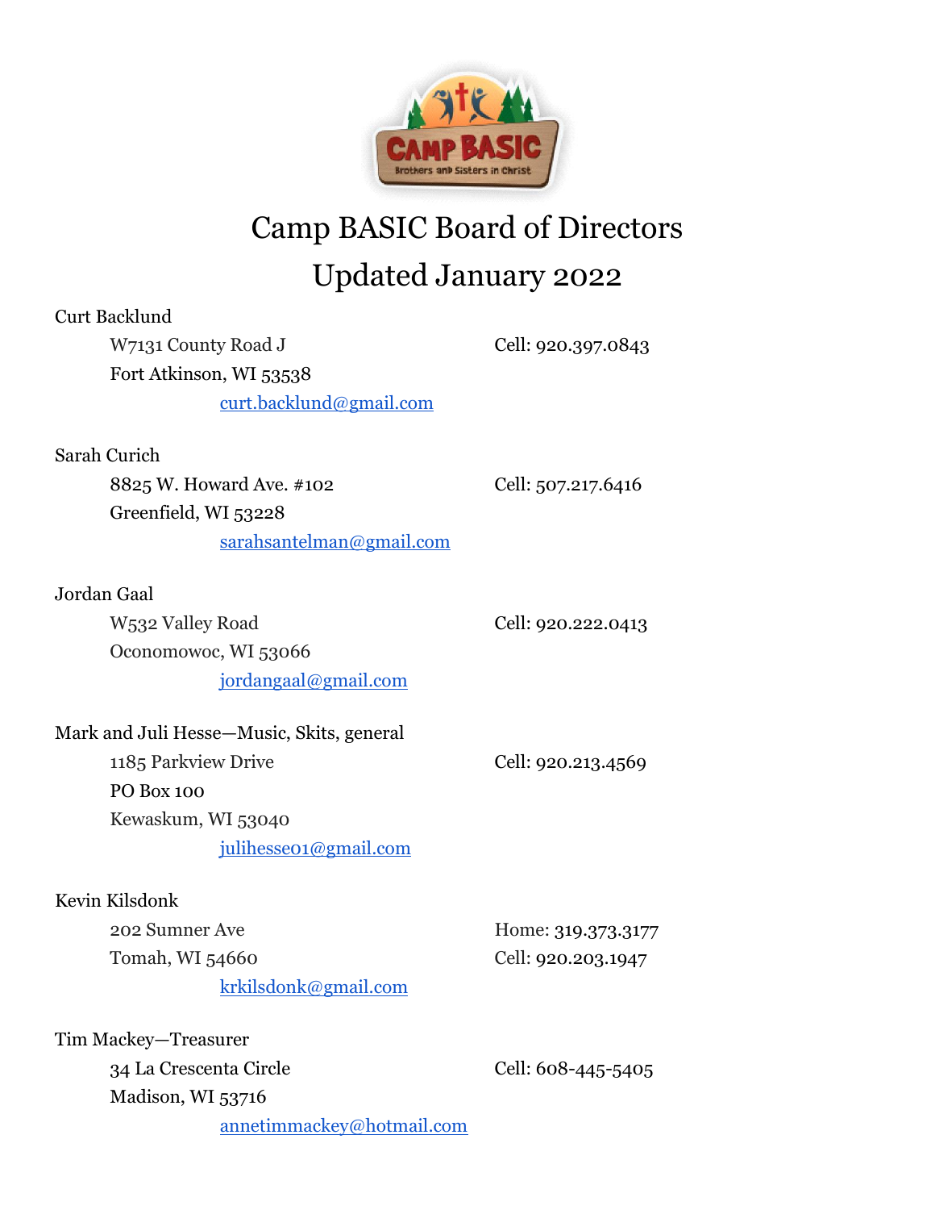# Camp BASIC Board of Directors

# Updated January 2022

Curt Backlund

W7131 County Road J
Fort Atkinson, WI 53538
Cell: 920.397.0843
curt.backlund@gmail.com

Sarah Curich

8825 W. Howard Ave. #102
Greenfield, WI 53228
Cell: 507.217.6416
sarahsantelman@gmail.com

Jordan Gaal

W532 Valley Road
Oconomowoc, WI 53066
Cell: 920.222.0413
jordangaal@gmail.com

Mark and Juli Hesse—Music, Skits, general

1185 Parkview Drive
PO Box 100
Kewaskum, WI 53040
Cell: 920.213.4569
julihesse01@gmail.com

Kevin Kilsdonk

202 Sumner Ave
Tomah, WI 54660
Home: 319.373.3177
Cell: 920.203.1947
krkilsdonk@gmail.com

Tim Mackey—Treasurer

34 La Crescenta Circle
Madison, WI 53716
Cell: 608-445-5405
annetimmackey@hotmail.com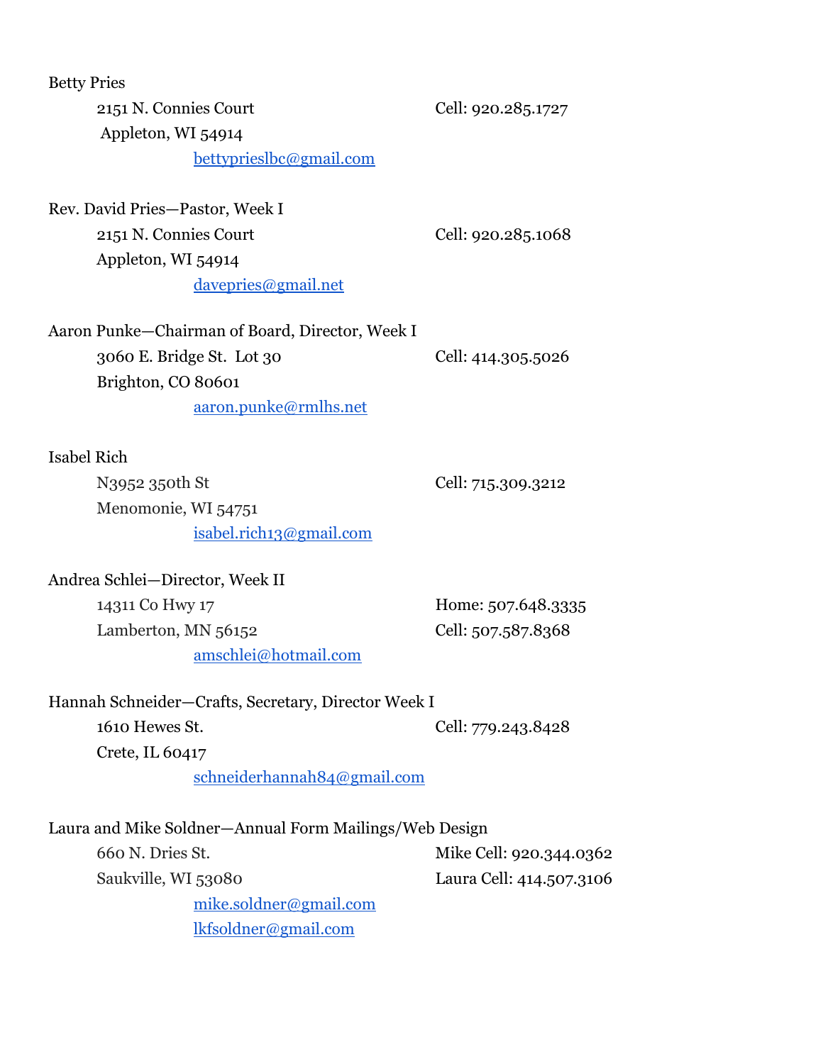Betty Pries

2151 N. Connies Court — Cell: 920.285.1727
Appleton, WI 54914
bettyprieslbc@gmail.com

Rev. David Pries—Pastor, Week I

2151 N. Connies Court — Cell: 920.285.1068
Appleton, WI 54914
davepries@gmail.net

Aaron Punke—Chairman of Board, Director, Week I

3060 E. Bridge St. Lot 30 — Cell: 414.305.5026
Brighton, CO 80601
aaron.punke@rmlhs.net

Isabel Rich

N3952 350th St — Cell: 715.309.3212
Menomonie, WI 54751
isabel.rich13@gmail.com

Andrea Schlei—Director, Week II

14311 Co Hwy 17 — Home: 507.648.3335
Lamberton, MN 56152 — Cell: 507.587.8368
amschlei@hotmail.com

Hannah Schneider—Crafts, Secretary, Director Week I

1610 Hewes St. — Cell: 779.243.8428
Crete, IL 60417
schneiderhannah84@gmail.com

Laura and Mike Soldner—Annual Form Mailings/Web Design

660 N. Dries St. — Mike Cell: 920.344.0362
Saukville, WI 53080 — Laura Cell: 414.507.3106
mike.soldner@gmail.com
lkfsoldner@gmail.com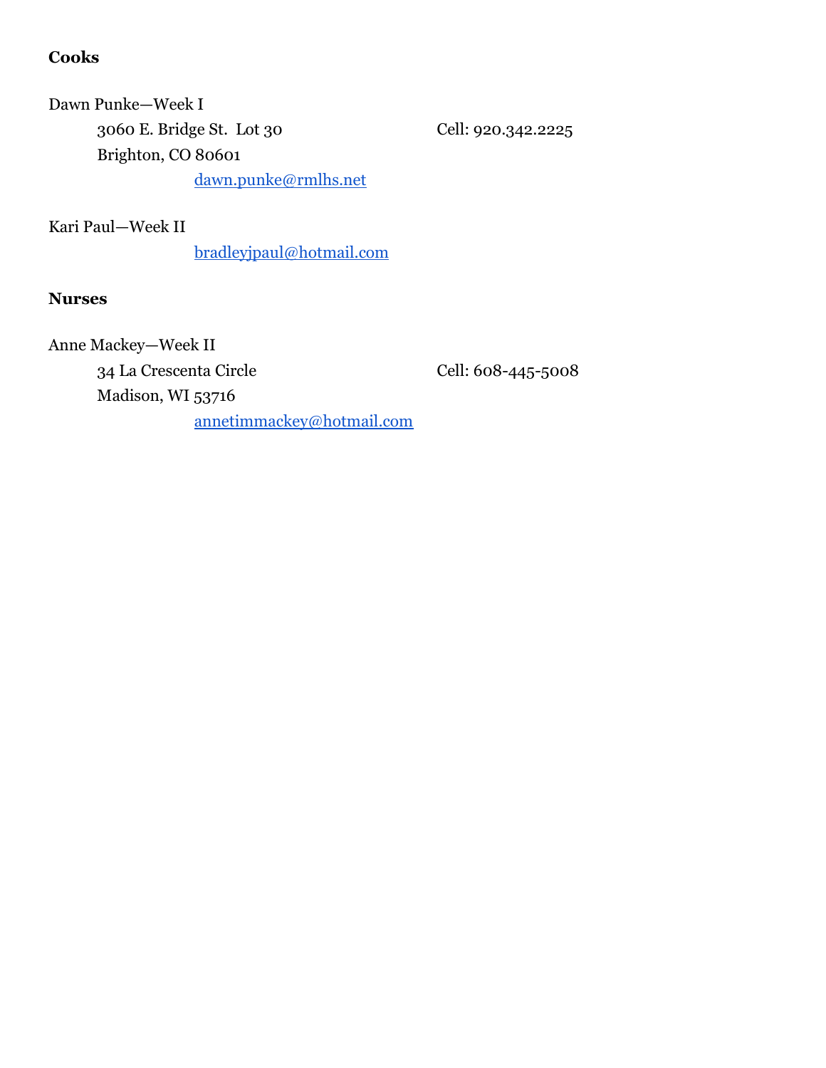**Cooks**

Dawn Punke—Week I

3060 E. Bridge St. Lot 30 Cell: 920.342.2225
Brighton, CO 80601
dawn.punke@rmlhs.net

Kari Paul—Week II

bradleyjpaul@hotmail.com

**Nurses**

Anne Mackey—Week II

34 La Crescenta Circle Cell: 608-445-5008
Madison, WI 53716
annetimmackey@hotmail.com